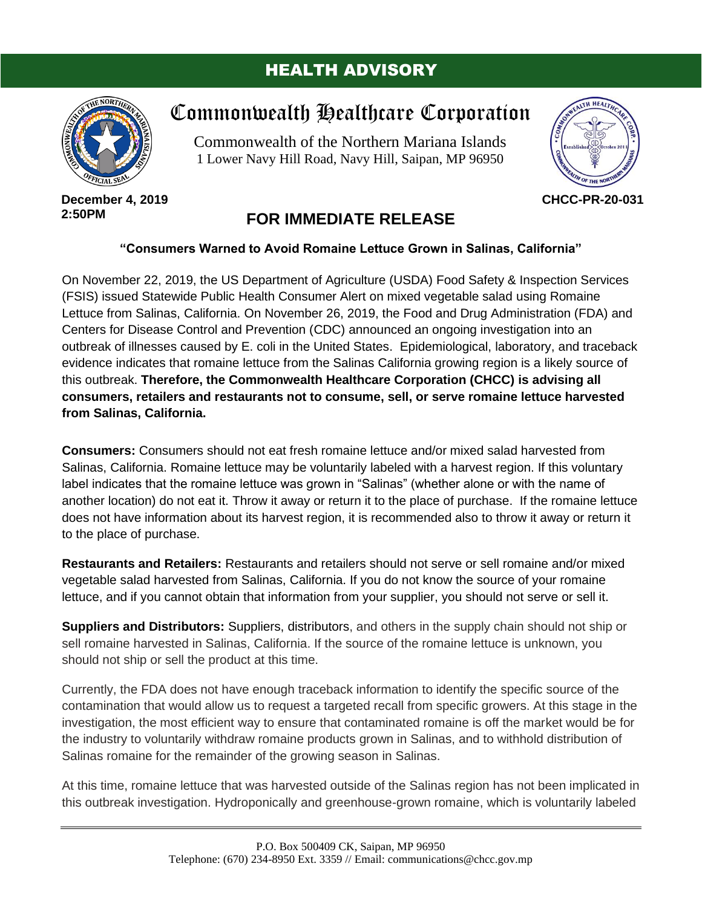# HEALTH ADVISORY

## Commonwealth Healthcare Corporation

Commonwealth of the Northern Mariana Islands
1 Lower Navy Hill Road, Navy Hill, Saipan, MP 96950

**December 4, 2019**
**2:50PM**

**CHCC-PR-20-031**

## FOR IMMEDIATE RELEASE

**"Consumers Warned to Avoid Romaine Lettuce Grown in Salinas, California"**

On November 22, 2019, the US Department of Agriculture (USDA) Food Safety & Inspection Services (FSIS) issued Statewide Public Health Consumer Alert on mixed vegetable salad using Romaine Lettuce from Salinas, California. On November 26, 2019, the Food and Drug Administration (FDA) and Centers for Disease Control and Prevention (CDC) announced an ongoing investigation into an outbreak of illnesses caused by E. coli in the United States. Epidemiological, laboratory, and traceback evidence indicates that romaine lettuce from the Salinas California growing region is a likely source of this outbreak. **Therefore, the Commonwealth Healthcare Corporation (CHCC) is advising all consumers, retailers and restaurants not to consume, sell, or serve romaine lettuce harvested from Salinas, California.**

**Consumers:** Consumers should not eat fresh romaine lettuce and/or mixed salad harvested from Salinas, California. Romaine lettuce may be voluntarily labeled with a harvest region. If this voluntary label indicates that the romaine lettuce was grown in "Salinas" (whether alone or with the name of another location) do not eat it. Throw it away or return it to the place of purchase. If the romaine lettuce does not have information about its harvest region, it is recommended also to throw it away or return it to the place of purchase.

**Restaurants and Retailers:** Restaurants and retailers should not serve or sell romaine and/or mixed vegetable salad harvested from Salinas, California. If you do not know the source of your romaine lettuce, and if you cannot obtain that information from your supplier, you should not serve or sell it.

**Suppliers and Distributors:** Suppliers, distributors, and others in the supply chain should not ship or sell romaine harvested in Salinas, California. If the source of the romaine lettuce is unknown, you should not ship or sell the product at this time.

Currently, the FDA does not have enough traceback information to identify the specific source of the contamination that would allow us to request a targeted recall from specific growers. At this stage in the investigation, the most efficient way to ensure that contaminated romaine is off the market would be for the industry to voluntarily withdraw romaine products grown in Salinas, and to withhold distribution of Salinas romaine for the remainder of the growing season in Salinas.

At this time, romaine lettuce that was harvested outside of the Salinas region has not been implicated in this outbreak investigation. Hydroponically and greenhouse-grown romaine, which is voluntarily labeled

P.O. Box 500409 CK, Saipan, MP 96950
Telephone: (670) 234-8950 Ext. 3359 // Email: communications@chcc.gov.mp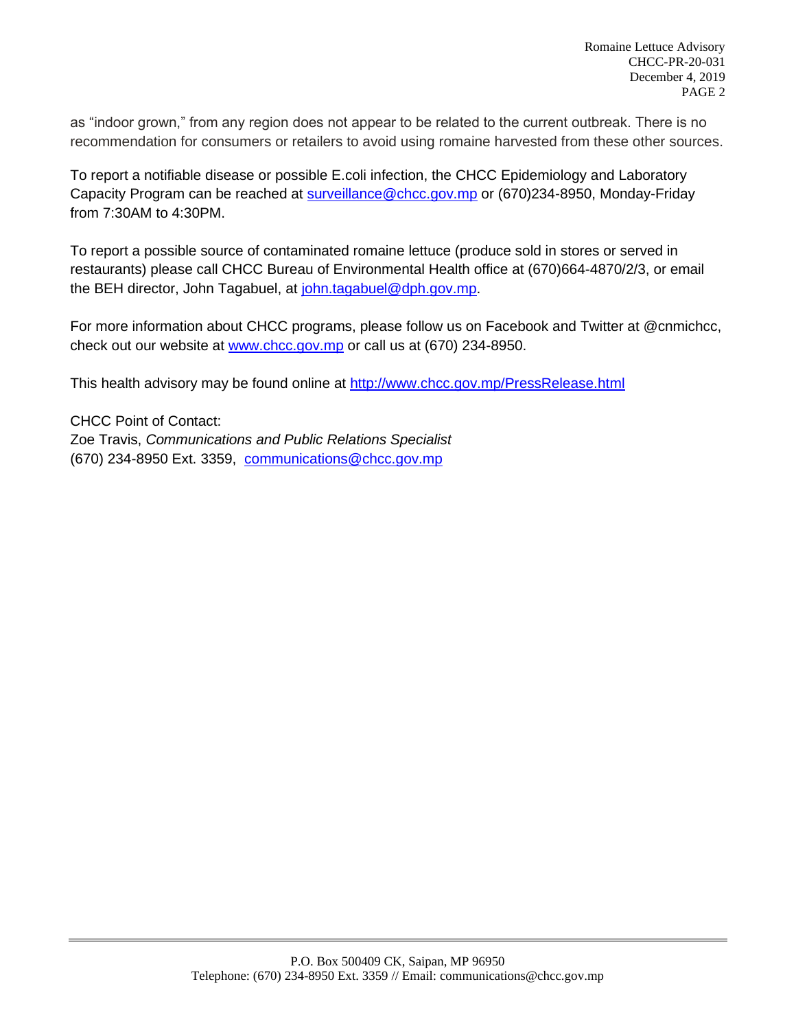as “indoor grown,” from any region does not appear to be related to the current outbreak. There is no recommendation for consumers or retailers to avoid using romaine harvested from these other sources.

To report a notifiable disease or possible E.coli infection, the CHCC Epidemiology and Laboratory Capacity Program can be reached at surveillance@chcc.gov.mp or (670)234-8950, Monday-Friday from 7:30AM to 4:30PM.

To report a possible source of contaminated romaine lettuce (produce sold in stores or served in restaurants) please call CHCC Bureau of Environmental Health office at (670)664-4870/2/3, or email the BEH director, John Tagabuel, at john.tagabuel@dph.gov.mp.

For more information about CHCC programs, please follow us on Facebook and Twitter at @cnmichcc, check out our website at www.chcc.gov.mp or call us at (670) 234-8950.

This health advisory may be found online at http://www.chcc.gov.mp/PressRelease.html

CHCC Point of Contact:
Zoe Travis, *Communications and Public Relations Specialist*
(670) 234-8950 Ext. 3359, communications@chcc.gov.mp